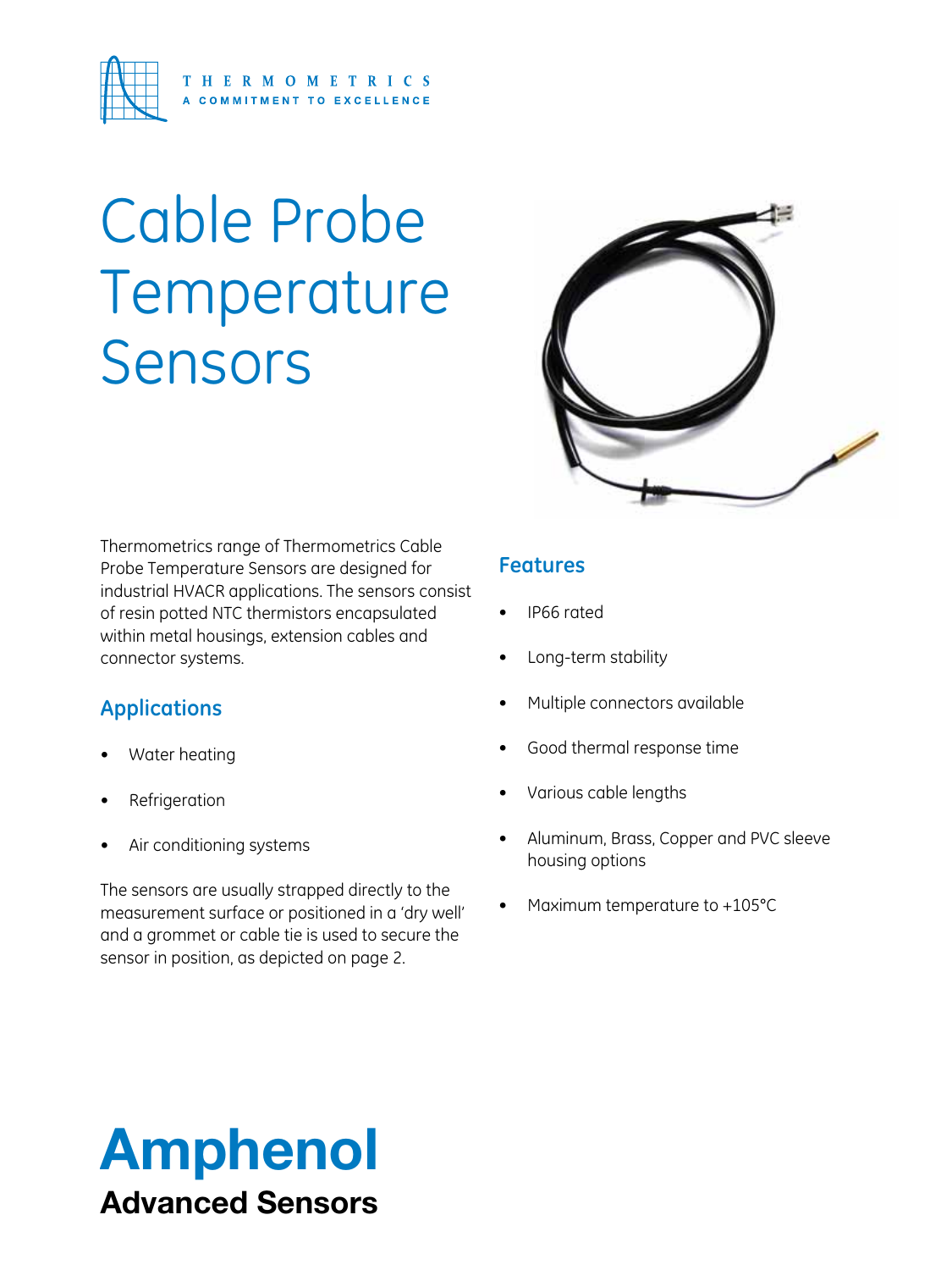THERMOMETRICS

A COMMITMENT TO EXCELLENCE

# Cable Probe Temperature Sensors

Thermometrics range of Thermometrics Cable Probe Temperature Sensors are designed for industrial HVACR applications. The sensors consist of resin potted NTC thermistors encapsulated within metal housings, extension cables and connector systems.

## Applications

- Water heating
- Refrigeration
- Air conditioning systems

The sensors are usually strapped directly to the measurement surface or positioned in a 'dry well' and a grommet or cable tie is used to secure the sensor in position, as depicted on page 2.

## Features

- IP66 rated
- Long-term stability
- Multiple connectors available
- Good thermal response time
- Various cable lengths
- Aluminum, Brass, Copper and PVC sleeve housing options
- Maximum temperature to +105°C

**Amphenol**

**Advanced Sensors**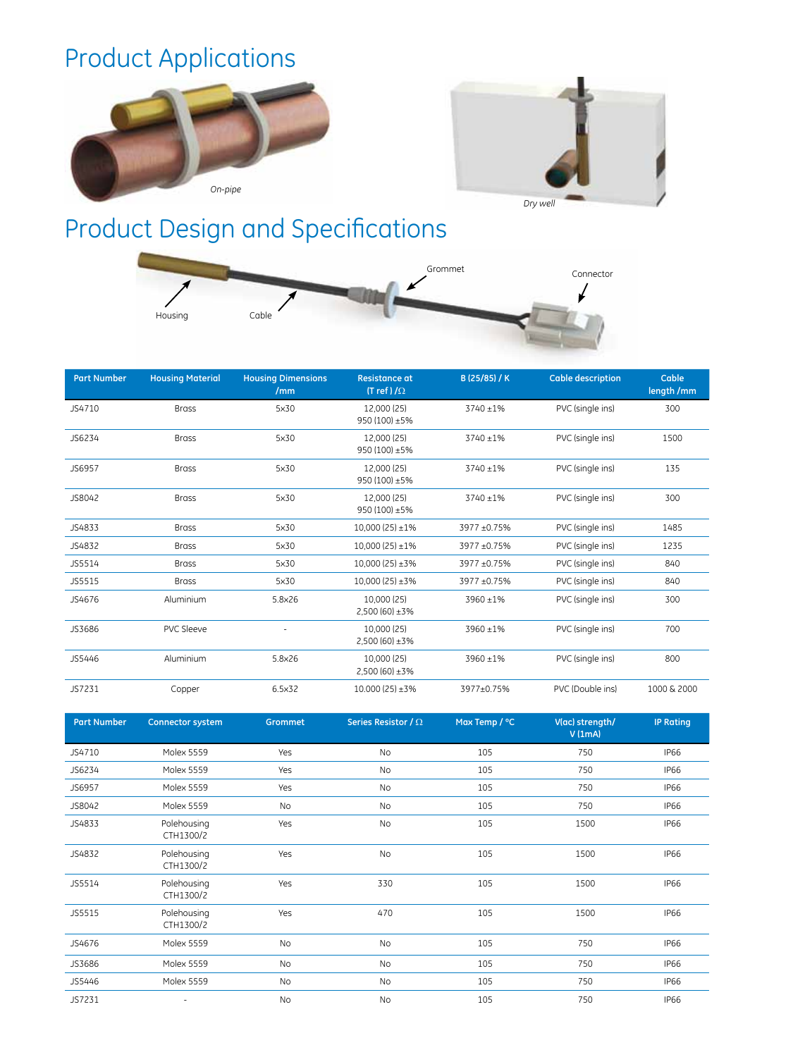# Product Applications

On-pipe

Dry well

# Product Design and Specifications

Housing

Cable

Grommet

Connector

| Part Number | Housing Material | Housing Dimensions /mm | Resistance at (T ref ) /Ω | B (25/85) / K | Cable description | Cable length /mm |
|---|---|---|---|---|---|---|
| JS4710 | Brass | 5x30 | 12,000 (25) 950 (100) ±5% | 3740 ±1% | PVC (single ins) | 300 |
| JS6234 | Brass | 5x30 | 12,000 (25) 950 (100) ±5% | 3740 ±1% | PVC (single ins) | 1500 |
| JS6957 | Brass | 5x30 | 12,000 (25) 950 (100) ±5% | 3740 ±1% | PVC (single ins) | 135 |
| JS8042 | Brass | 5x30 | 12,000 (25) 950 (100) ±5% | 3740 ±1% | PVC (single ins) | 300 |
| JS4833 | Brass | 5x30 | 10,000 (25) ±1% | 3977 ±0.75% | PVC (single ins) | 1485 |
| JS4832 | Brass | 5x30 | 10,000 (25) ±1% | 3977 ±0.75% | PVC (single ins) | 1235 |
| JS5514 | Brass | 5x30 | 10,000 (25) ±3% | 3977 ±0.75% | PVC (single ins) | 840 |
| JS5515 | Brass | 5x30 | 10,000 (25) ±3% | 3977 ±0.75% | PVC (single ins) | 840 |
| JS4676 | Aluminium | 5.8x26 | 10,000 (25) 2,500 (60) ±3% | 3960 ±1% | PVC (single ins) | 300 |
| JS3686 | PVC Sleeve | - | 10,000 (25) 2,500 (60) ±3% | 3960 ±1% | PVC (single ins) | 700 |
| JS5446 | Aluminium | 5.8x26 | 10,000 (25) 2,500 (60) ±3% | 3960 ±1% | PVC (single ins) | 800 |
| JS7231 | Copper | 6.5x32 | 10.000 (25) ±3% | 3977±0.75% | PVC (Double ins) | 1000 & 2000 |

| Part Number | Connector system | Grommet | Series Resistor / Ω | Max Temp / °C | V(ac) strength/ V (1mA) | IP Rating |
|---|---|---|---|---|---|---|
| JS4710 | Molex 5559 | Yes | No | 105 | 750 | IP66 |
| JS6234 | Molex 5559 | Yes | No | 105 | 750 | IP66 |
| JS6957 | Molex 5559 | Yes | No | 105 | 750 | IP66 |
| JS8042 | Molex 5559 | No | No | 105 | 750 | IP66 |
| JS4833 | Polehousing CTH1300/2 | Yes | No | 105 | 1500 | IP66 |
| JS4832 | Polehousing CTH1300/2 | Yes | No | 105 | 1500 | IP66 |
| JS5514 | Polehousing CTH1300/2 | Yes | 330 | 105 | 1500 | IP66 |
| JS5515 | Polehousing CTH1300/2 | Yes | 470 | 105 | 1500 | IP66 |
| JS4676 | Molex 5559 | No | No | 105 | 750 | IP66 |
| JS3686 | Molex 5559 | No | No | 105 | 750 | IP66 |
| JS5446 | Molex 5559 | No | No | 105 | 750 | IP66 |
| JS7231 | - | No | No | 105 | 750 | IP66 |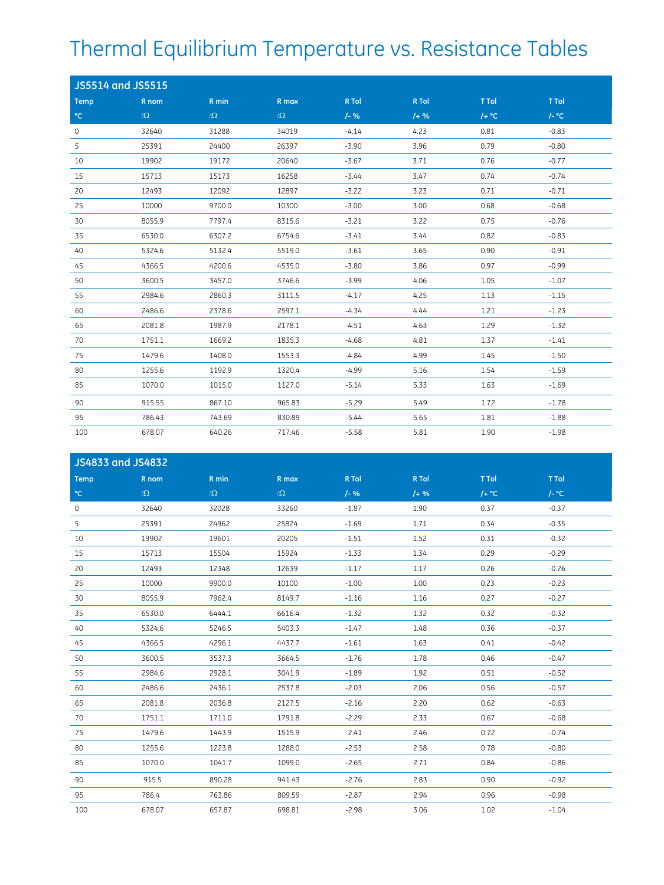# Thermal Equilibrium Temperature vs. Resistance Tables

## JS5514 and JS5515

| Temp °C | R nom /Ω | R min /Ω | R max /Ω | R Tol /- % | R Tol /+ % | T Tol /+ °C | T Tol /- °C |
|---|---|---|---|---|---|---|---|
| 0 | 32640 | 31288 | 34019 | -4.14 | 4.23 | 0.81 | -0.83 |
| 5 | 25391 | 24400 | 26397 | -3.90 | 3.96 | 0.79 | -0.80 |
| 10 | 19902 | 19172 | 20640 | -3.67 | 3.71 | 0.76 | -0.77 |
| 15 | 15713 | 15173 | 16258 | -3.44 | 3.47 | 0.74 | -0.74 |
| 20 | 12493 | 12092 | 12897 | -3.22 | 3.23 | 0.71 | -0.71 |
| 25 | 10000 | 9700.0 | 10300 | -3.00 | 3.00 | 0.68 | -0.68 |
| 30 | 8055.9 | 7797.4 | 8315.6 | -3.21 | 3.22 | 0.75 | -0.76 |
| 35 | 6530.0 | 6307.2 | 6754.6 | -3.41 | 3.44 | 0.82 | -0.83 |
| 40 | 5324.6 | 5132.4 | 5519.0 | -3.61 | 3.65 | 0.90 | -0.91 |
| 45 | 4366.5 | 4200.6 | 4535.0 | -3.80 | 3.86 | 0.97 | -0.99 |
| 50 | 3600.5 | 3457.0 | 3746.6 | -3.99 | 4.06 | 1.05 | -1.07 |
| 55 | 2984.6 | 2860.3 | 3111.5 | -4.17 | 4.25 | 1.13 | -1.15 |
| 60 | 2486.6 | 2378.6 | 2597.1 | -4.34 | 4.44 | 1.21 | -1.23 |
| 65 | 2081.8 | 1987.9 | 2178.1 | -4.51 | 4.63 | 1.29 | -1.32 |
| 70 | 1751.1 | 1669.2 | 1835.3 | -4.68 | 4.81 | 1.37 | -1.41 |
| 75 | 1479.6 | 1408.0 | 1553.3 | -4.84 | 4.99 | 1.45 | -1.50 |
| 80 | 1255.6 | 1192.9 | 1320.4 | -4.99 | 5.16 | 1.54 | -1.59 |
| 85 | 1070.0 | 1015.0 | 1127.0 | -5.14 | 5.33 | 1.63 | -1.69 |
| 90 | 915.55 | 867.10 | 965.83 | -5.29 | 5.49 | 1.72 | -1.78 |
| 95 | 786.43 | 743.69 | 830.89 | -5.44 | 5.65 | 1.81 | -1.88 |
| 100 | 678.07 | 640.26 | 717.46 | -5.58 | 5.81 | 1.90 | -1.98 |

## JS4833 and JS4832

| Temp °C | R nom /Ω | R min /Ω | R max /Ω | R Tol /- % | R Tol /+ % | T Tol /+ °C | T Tol /- °C |
|---|---|---|---|---|---|---|---|
| 0 | 32640 | 32028 | 33260 | -1.87 | 1.90 | 0.37 | -0.37 |
| 5 | 25391 | 24962 | 25824 | -1.69 | 1.71 | 0.34 | -0.35 |
| 10 | 19902 | 19601 | 20205 | -1.51 | 1.52 | 0.31 | -0.32 |
| 15 | 15713 | 15504 | 15924 | -1.33 | 1.34 | 0.29 | -0.29 |
| 20 | 12493 | 12348 | 12639 | -1.17 | 1.17 | 0.26 | -0.26 |
| 25 | 10000 | 9900.0 | 10100 | -1.00 | 1.00 | 0.23 | -0.23 |
| 30 | 8055.9 | 7962.4 | 8149.7 | -1.16 | 1.16 | 0.27 | -0.27 |
| 35 | 6530.0 | 6444.1 | 6616.4 | -1.32 | 1.32 | 0.32 | -0.32 |
| 40 | 5324.6 | 5246.5 | 5403.3 | -1.47 | 1.48 | 0.36 | -0.37 |
| 45 | 4366.5 | 4296.1 | 4437.7 | -1.61 | 1.63 | 0.41 | -0.42 |
| 50 | 3600.5 | 3537.3 | 3664.5 | -1.76 | 1.78 | 0.46 | -0.47 |
| 55 | 2984.6 | 2928.1 | 3041.9 | -1.89 | 1.92 | 0.51 | -0.52 |
| 60 | 2486.6 | 2436.1 | 2537.8 | -2.03 | 2.06 | 0.56 | -0.57 |
| 65 | 2081.8 | 2036.8 | 2127.5 | -2.16 | 2.20 | 0.62 | -0.63 |
| 70 | 1751.1 | 1711.0 | 1791.8 | -2.29 | 2.33 | 0.67 | -0.68 |
| 75 | 1479.6 | 1443.9 | 1515.9 | -2.41 | 2.46 | 0.72 | -0.74 |
| 80 | 1255.6 | 1223.8 | 1288.0 | -2.53 | 2.58 | 0.78 | -0.80 |
| 85 | 1070.0 | 1041.7 | 1099.0 | -2.65 | 2.71 | 0.84 | -0.86 |
| 90 | 915.5 | 890.28 | 941.43 | -2.76 | 2.83 | 0.90 | -0.92 |
| 95 | 786.4 | 763.86 | 809.59 | -2.87 | 2.94 | 0.96 | -0.98 |
| 100 | 678.07 | 657.87 | 698.81 | -2.98 | 3.06 | 1.02 | -1.04 |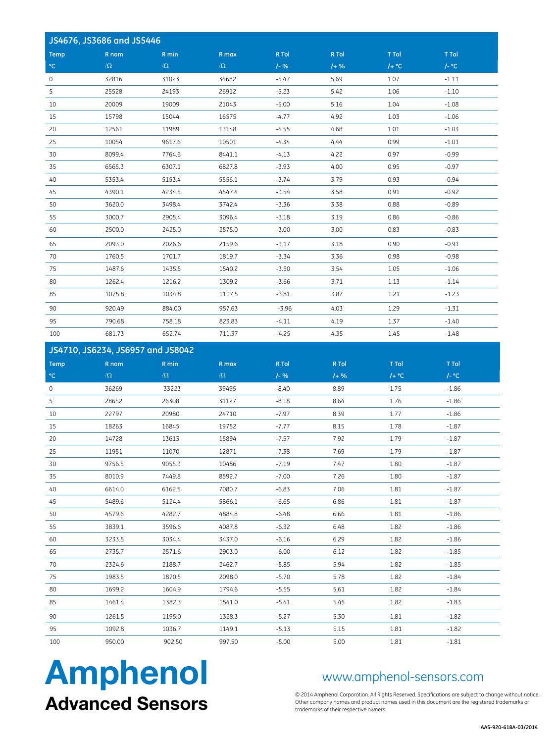## JS4676, JS3686 and JS5446

| Temp °C | R nom /Ω | R min /Ω | R max /Ω | R Tol /- % | R Tol /+ % | T Tol /+ °C | T Tol /- °C |
|---|---|---|---|---|---|---|---|
| 0 | 32816 | 31023 | 34682 | -5.47 | 5.69 | 1.07 | -1.11 |
| 5 | 25528 | 24193 | 26912 | -5.23 | 5.42 | 1.06 | -1.10 |
| 10 | 20009 | 19009 | 21043 | -5.00 | 5.16 | 1.04 | -1.08 |
| 15 | 15798 | 15044 | 16575 | -4.77 | 4.92 | 1.03 | -1.06 |
| 20 | 12561 | 11989 | 13148 | -4.55 | 4.68 | 1.01 | -1.03 |
| 25 | 10054 | 9617.6 | 10501 | -4.34 | 4.44 | 0.99 | -1.01 |
| 30 | 8099.4 | 7764.6 | 8441.1 | -4.13 | 4.22 | 0.97 | -0.99 |
| 35 | 6565.3 | 6307.1 | 6827.8 | -3.93 | 4.00 | 0.95 | -0.97 |
| 40 | 5353.4 | 5153.4 | 5556.1 | -3.74 | 3.79 | 0.93 | -0.94 |
| 45 | 4390.1 | 4234.5 | 4547.4 | -3.54 | 3.58 | 0.91 | -0.92 |
| 50 | 3620.0 | 3498.4 | 3742.4 | -3.36 | 3.38 | 0.88 | -0.89 |
| 55 | 3000.7 | 2905.4 | 3096.4 | -3.18 | 3.19 | 0.86 | -0.86 |
| 60 | 2500.0 | 2425.0 | 2575.0 | -3.00 | 3.00 | 0.83 | -0.83 |
| 65 | 2093.0 | 2026.6 | 2159.6 | -3.17 | 3.18 | 0.90 | -0.91 |
| 70 | 1760.5 | 1701.7 | 1819.7 | -3.34 | 3.36 | 0.98 | -0.98 |
| 75 | 1487.6 | 1435.5 | 1540.2 | -3.50 | 3.54 | 1.05 | -1.06 |
| 80 | 1262.4 | 1216.2 | 1309.2 | -3.66 | 3.71 | 1.13 | -1.14 |
| 85 | 1075.8 | 1034.8 | 1117.5 | -3.81 | 3.87 | 1.21 | -1.23 |
| 90 | 920.49 | 884.00 | 957.63 | -3.96 | 4.03 | 1.29 | -1.31 |
| 95 | 790.68 | 758.18 | 823.83 | -4.11 | 4.19 | 1.37 | -1.40 |
| 100 | 681.73 | 652.74 | 711.37 | -4.25 | 4.35 | 1.45 | -1.48 |

## JS4710, JS6234, JS6957 and JS8042

| Temp °C | R nom /Ω | R min /Ω | R max /Ω | R Tol /- % | R Tol /+ % | T Tol /+ °C | T Tol /- °C |
|---|---|---|---|---|---|---|---|
| 0 | 36269 | 33223 | 39495 | -8.40 | 8.89 | 1.75 | -1.86 |
| 5 | 28652 | 26308 | 31127 | -8.18 | 8.64 | 1.76 | -1.86 |
| 10 | 22797 | 20980 | 24710 | -7.97 | 8.39 | 1.77 | -1.86 |
| 15 | 18263 | 16845 | 19752 | -7.77 | 8.15 | 1.78 | -1.87 |
| 20 | 14728 | 13613 | 15894 | -7.57 | 7.92 | 1.79 | -1.87 |
| 25 | 11951 | 11070 | 12871 | -7.38 | 7.69 | 1.79 | -1.87 |
| 30 | 9756.5 | 9055.3 | 10486 | -7.19 | 7.47 | 1.80 | -1.87 |
| 35 | 8010.9 | 7449.8 | 8592.7 | -7.00 | 7.26 | 1.80 | -1.87 |
| 40 | 6614.0 | 6162.5 | 7080.7 | -6.83 | 7.06 | 1.81 | -1.87 |
| 45 | 5489.6 | 5124.4 | 5866.1 | -6.65 | 6.86 | 1.81 | -1.87 |
| 50 | 4579.6 | 4282.7 | 4884.8 | -6.48 | 6.66 | 1.81 | -1.86 |
| 55 | 3839.1 | 3596.6 | 4087.8 | -6.32 | 6.48 | 1.82 | -1.86 |
| 60 | 3233.5 | 3034.4 | 3437.0 | -6.16 | 6.29 | 1.82 | -1.86 |
| 65 | 2735.7 | 2571.6 | 2903.0 | -6.00 | 6.12 | 1.82 | -1.85 |
| 70 | 2324.6 | 2188.7 | 2462.7 | -5.85 | 5.94 | 1.82 | -1.85 |
| 75 | 1983.5 | 1870.5 | 2098.0 | -5.70 | 5.78 | 1.82 | -1.84 |
| 80 | 1699.2 | 1604.9 | 1794.6 | -5.55 | 5.61 | 1.82 | -1.84 |
| 85 | 1461.4 | 1382.3 | 1541.0 | -5.41 | 5.45 | 1.82 | -1.83 |
| 90 | 1261.5 | 1195.0 | 1328.3 | -5.27 | 5.30 | 1.81 | -1.82 |
| 95 | 1092.8 | 1036.7 | 1149.1 | -5.13 | 5.15 | 1.81 | -1.82 |
| 100 | 950.00 | 902.50 | 997.50 | -5.00 | 5.00 | 1.81 | -1.81 |

**Amphenol**
**Advanced Sensors**

www.amphenol-sensors.com

© 2014 Amphenol Corporation. All Rights Reserved. Specifications are subject to change without notice. Other company names and product names used in this document are the registered trademarks or trademarks of their respective owners.

AAS-920-618A-03/2014